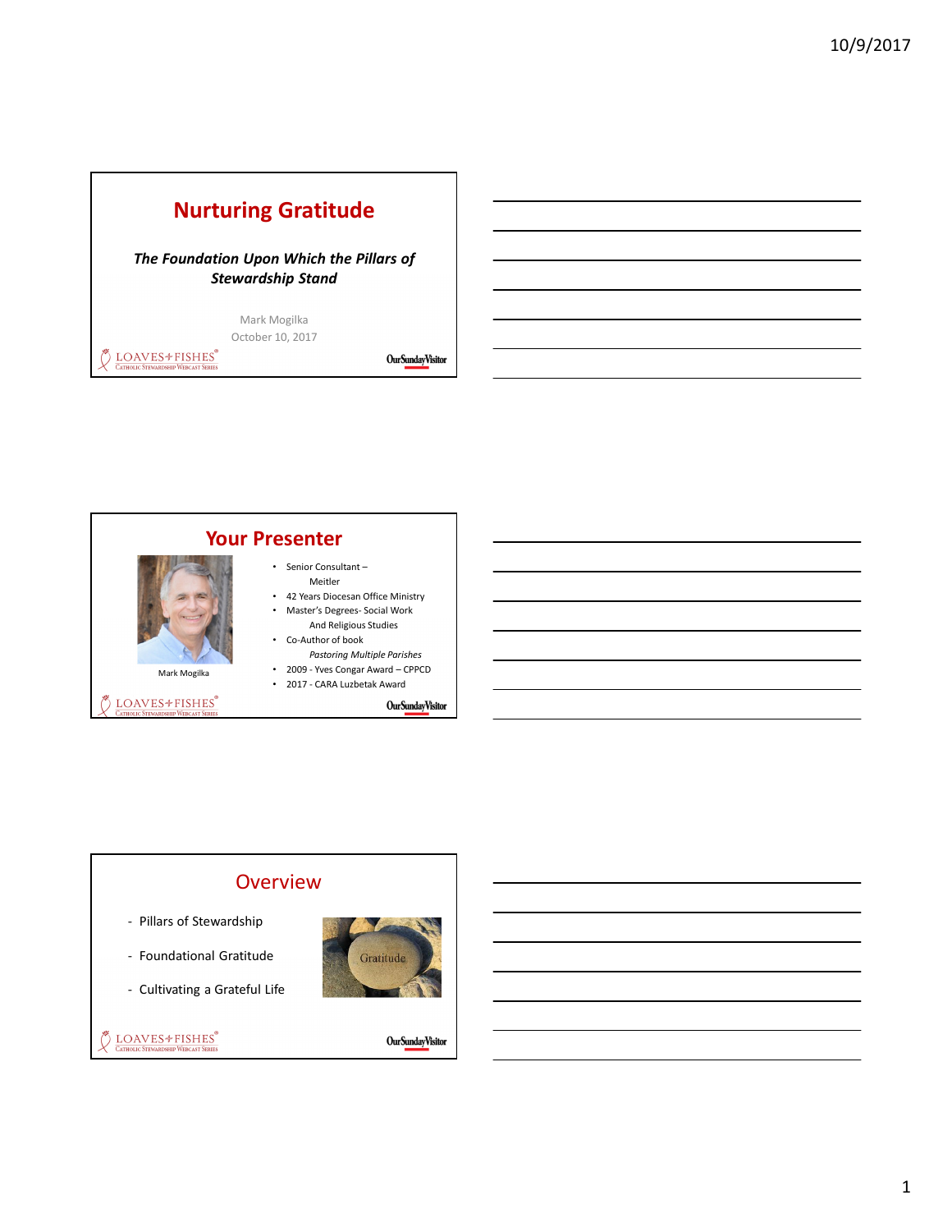# Nurturing Gratitude

***The Foundation Upon Which the Pillars of Stewardship Stand***

Mark Mogilka
October 10, 2017

LOAVES+FISHES® Catholic Stewardship Webcast Series

OurSundayVisitor

## Your Presenter

Mark Mogilka

- Senior Consultant – Meitler
- 42 Years Diocesan Office Ministry
- Master's Degrees- Social Work And Religious Studies
- Co-Author of book *Pastoring Multiple Parishes*
- 2009 - Yves Congar Award – CPPCD
- 2017 - CARA Luzbetak Award

LOAVES+FISHES® Catholic Stewardship Webcast Series

OurSundayVisitor

## Overview

- Pillars of Stewardship
- Foundational Gratitude
- Cultivating a Grateful Life

Gratitude

LOAVES+FISHES® Catholic Stewardship Webcast Series

OurSundayVisitor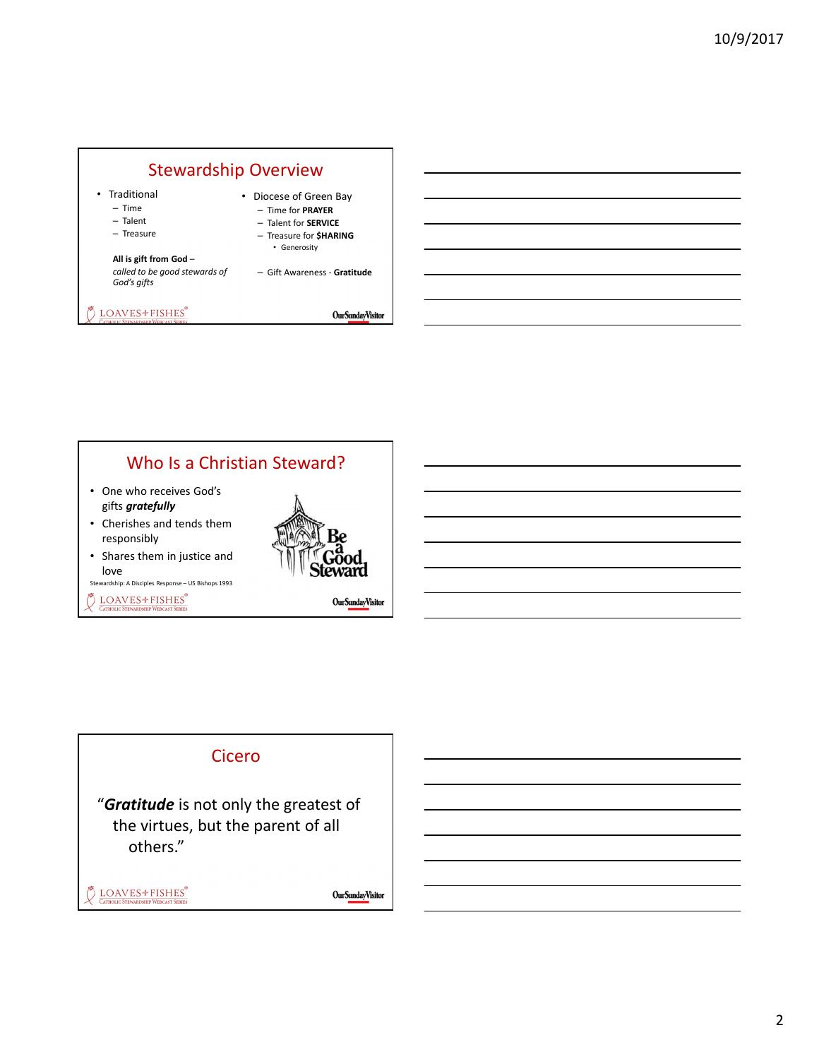## Stewardship Overview

- Traditional
  - Time
  - Talent
  - Treasure

**All is gift from God** –
*called to be good stewards of God's gifts*

- Diocese of Green Bay
  - Time for **PRAYER**
  - Talent for **SERVICE**
  - Treasure for **$HARING**
    - Generosity
  - Gift Awareness - **Gratitude**

LOAVES+FISHES® Catholic Stewardship Webcast Series — OurSundayVisitor

## Who Is a Christian Steward?

- One who receives God's gifts ***gratefully***
- Cherishes and tends them responsibly
- Shares them in justice and love

Stewardship: A Disciples Response – US Bishops 1993

Be a Good Steward

LOAVES+FISHES® Catholic Stewardship Webcast Series — OurSundayVisitor

## Cicero

"***Gratitude*** is not only the greatest of the virtues, but the parent of all others."

LOAVES+FISHES® Catholic Stewardship Webcast Series — OurSundayVisitor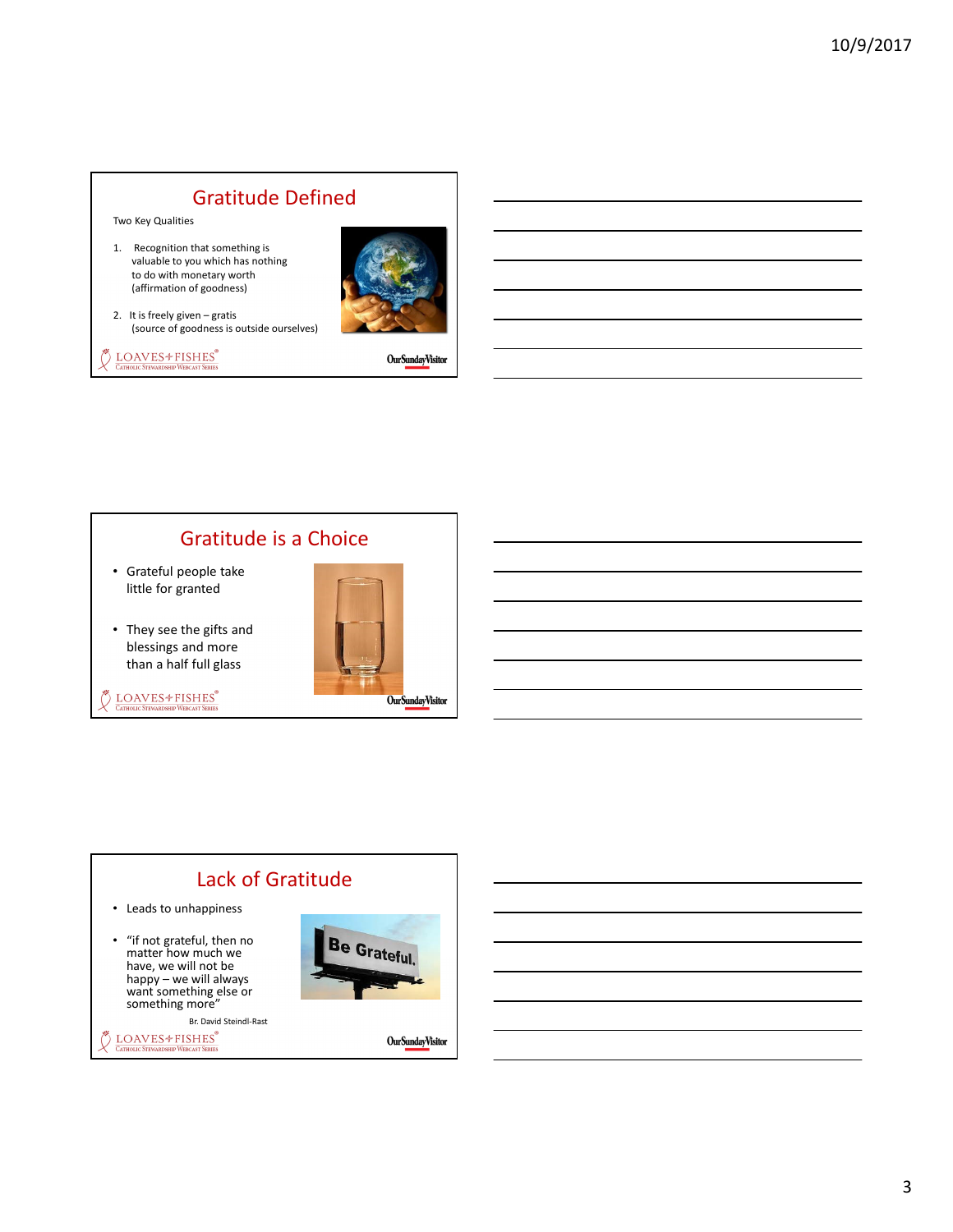## Gratitude Defined

Two Key Qualities

1. Recognition that something is valuable to you which has nothing to do with monetary worth (affirmation of goodness)
2. It is freely given – gratis (source of goodness is outside ourselves)

## Gratitude is a Choice

- Grateful people take little for granted
- They see the gifts and blessings and more than a half full glass

## Lack of Gratitude

- Leads to unhappiness
- "if not grateful, then no matter how much we have, we will not be happy – we will always want something else or something more"

Br. David Steindl-Rast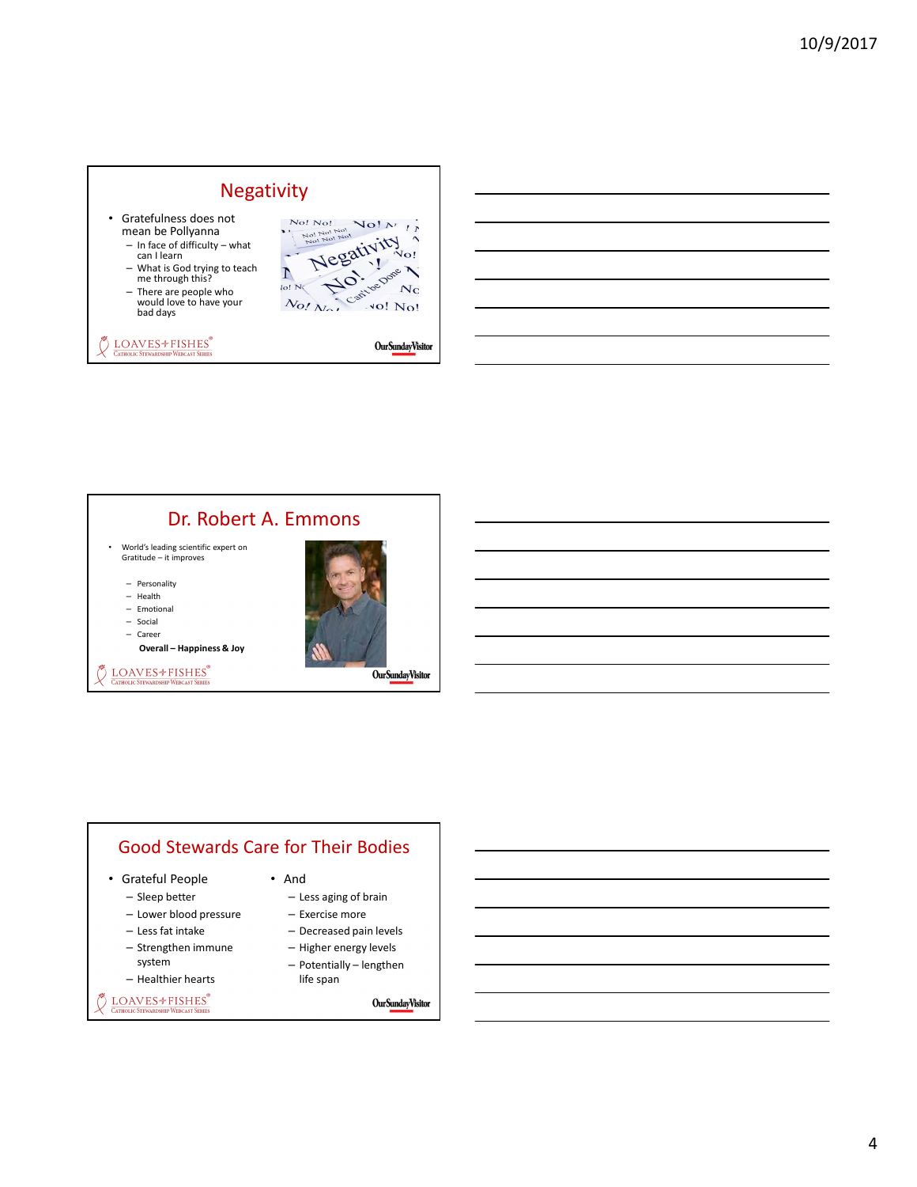## Negativity

- Gratefulness does not mean be Pollyanna
  - In face of difficulty – what can I learn
  - What is God trying to teach me through this?
  - There are people who would love to have your bad days

## Dr. Robert A. Emmons

- World's leading scientific expert on Gratitude – it improves
  - Personality
  - Health
  - Emotional
  - Social
  - Career

  **Overall – Happiness & Joy**

## Good Stewards Care for Their Bodies

- Grateful People
  - Sleep better
  - Lower blood pressure
  - Less fat intake
  - Strengthen immune system
  - Healthier hearts
- And
  - Less aging of brain
  - Exercise more
  - Decreased pain levels
  - Higher energy levels
  - Potentially – lengthen life span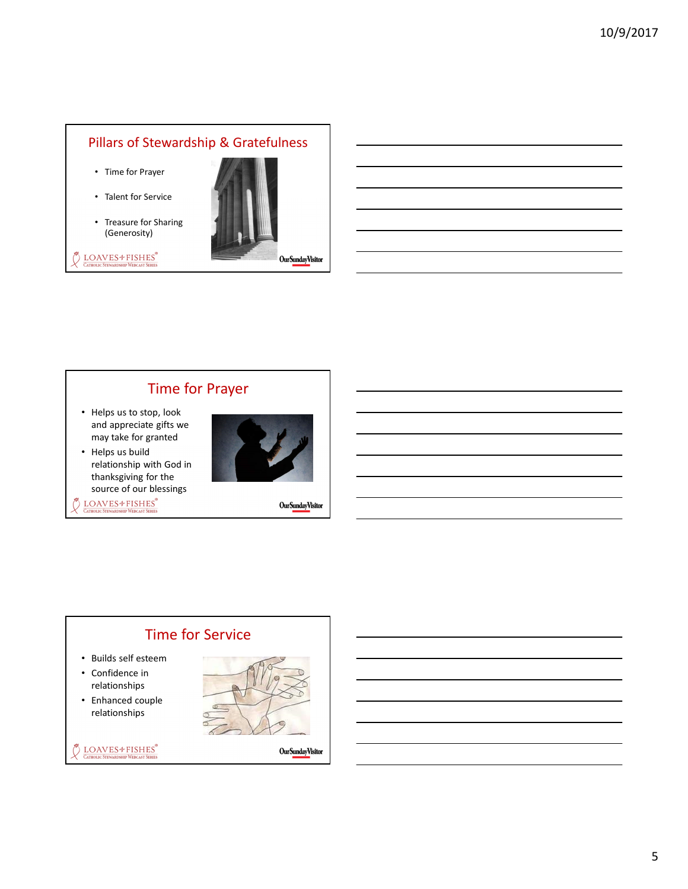## Pillars of Stewardship & Gratefulness

- Time for Prayer
- Talent for Service
- Treasure for Sharing (Generosity)

LOAVES+FISHES® Catholic Stewardship Webcast Series

OurSundayVisitor

## Time for Prayer

- Helps us to stop, look and appreciate gifts we may take for granted
- Helps us build relationship with God in thanksgiving for the source of our blessings

LOAVES+FISHES® Catholic Stewardship Webcast Series

OurSundayVisitor

## Time for Service

- Builds self esteem
- Confidence in relationships
- Enhanced couple relationships

LOAVES+FISHES® Catholic Stewardship Webcast Series

OurSundayVisitor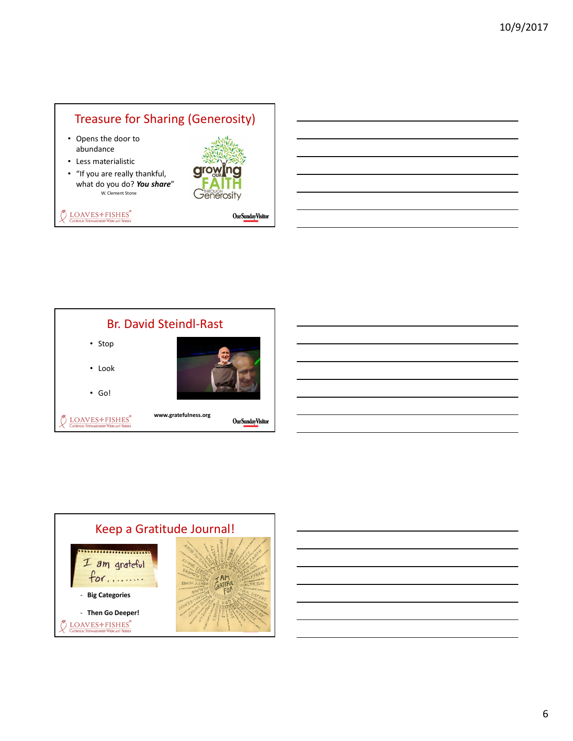## Treasure for Sharing (Generosity)

- Opens the door to abundance
- Less materialistic
- "If you are really thankful, what do you do? ***You share***"

W. Clement Stone

growing our FAITH through Generosity

LOAVES + FISHES
Catholic Stewardship Webcast Series

OurSundayVisitor

## Br. David Steindl-Rast

- Stop
- Look
- Go!

www.gratefulness.org

LOAVES + FISHES
Catholic Stewardship Webcast Series

OurSundayVisitor

## Keep a Gratitude Journal!

I am grateful for........

- **Big Categories**
- **Then Go Deeper!**

LOAVES + FISHES
Catholic Stewardship Webcast Series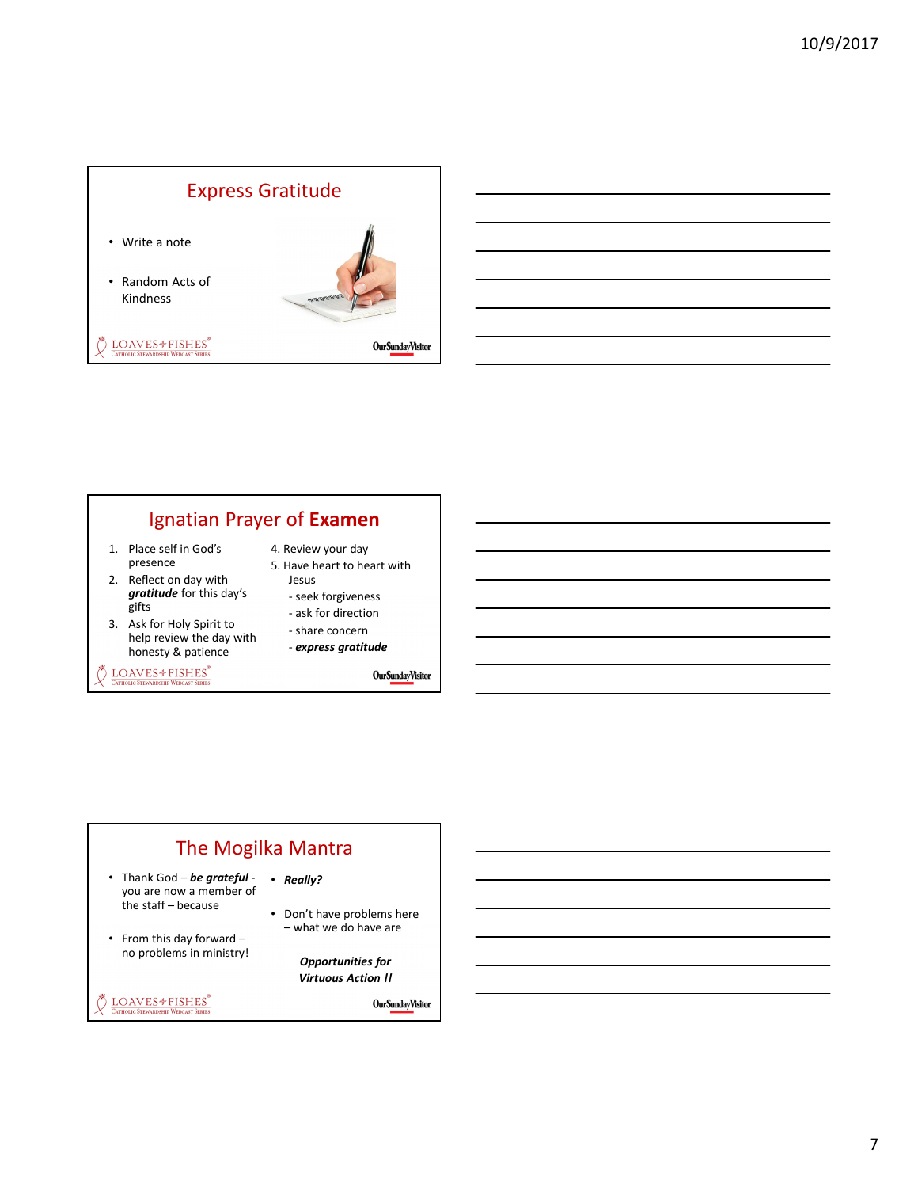## Express Gratitude

- Write a note
- Random Acts of Kindness

## Ignatian Prayer of **Examen**

1. Place self in God's presence
2. Reflect on day with ***gratitude*** for this day's gifts
3. Ask for Holy Spirit to help review the day with honesty & patience
4. Review your day
5. Have heart to heart with Jesus
   - seek forgiveness
   - ask for direction
   - share concern
   - ***express gratitude***

## The Mogilka Mantra

- Thank God – ***be grateful*** - you are now a member of the staff – because
- From this day forward – no problems in ministry!
- ***Really?***
- Don't have problems here – what we do have are

***Opportunities for Virtuous Action !!***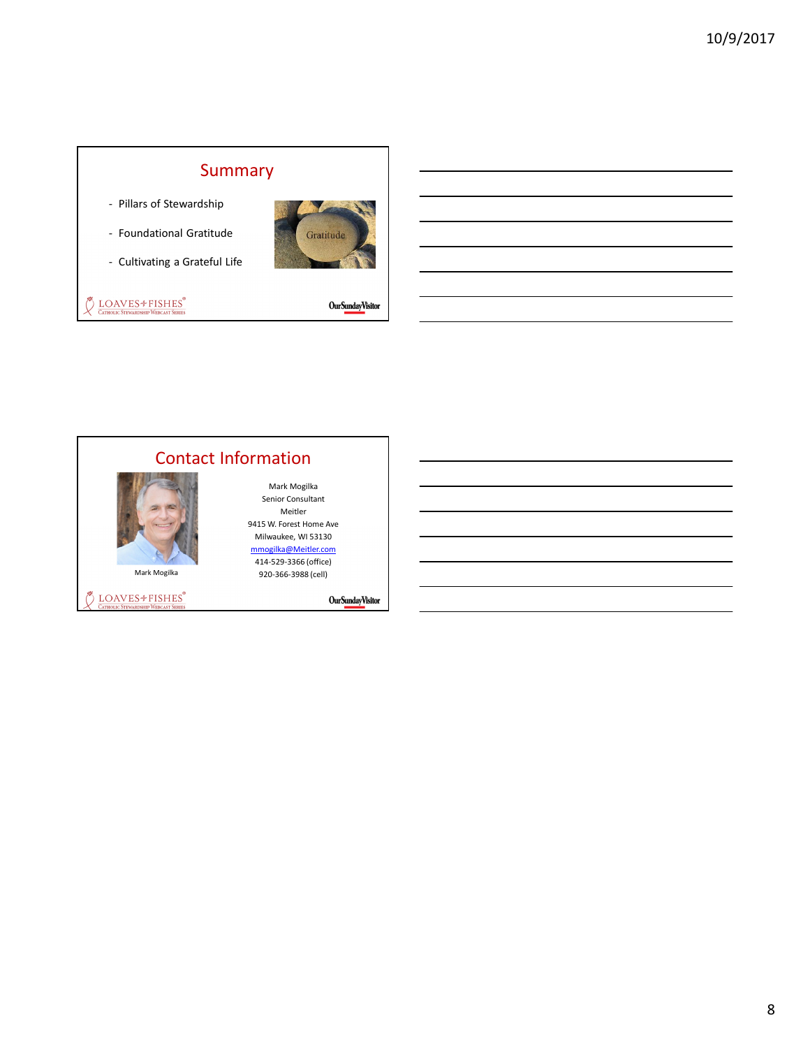## Summary

- Pillars of Stewardship
- Foundational Gratitude
- Cultivating a Grateful Life

LOAVES+FISHES® Catholic Stewardship Webcast Series

OurSundayVisitor

## Contact Information

Mark Mogilka

Mark Mogilka
Senior Consultant
Meitler
9415 W. Forest Home Ave
Milwaukee, WI 53130
mmogilka@Meitler.com
414-529-3366 (office)
920-366-3988 (cell)

LOAVES+FISHES® Catholic Stewardship Webcast Series

OurSundayVisitor